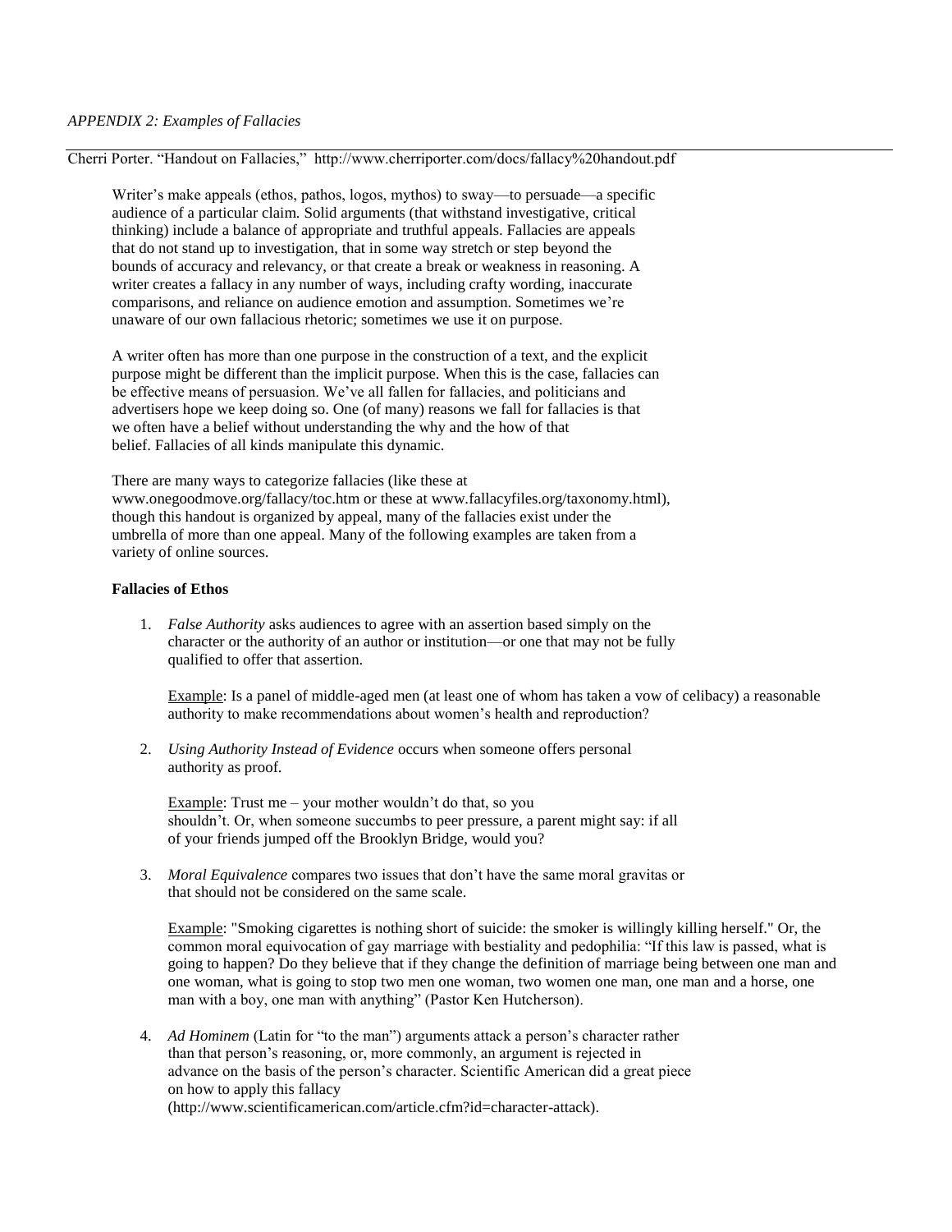*APPENDIX 2: Examples of Fallacies*

Cherri Porter. "Handout on Fallacies," http://www.cherriporter.com/docs/fallacy%20handout.pdf

Writer's make appeals (ethos, pathos, logos, mythos) to sway—to persuade—a specific audience of a particular claim. Solid arguments (that withstand investigative, critical thinking) include a balance of appropriate and truthful appeals. Fallacies are appeals that do not stand up to investigation, that in some way stretch or step beyond the bounds of accuracy and relevancy, or that create a break or weakness in reasoning. A writer creates a fallacy in any number of ways, including crafty wording, inaccurate comparisons, and reliance on audience emotion and assumption. Sometimes we're unaware of our own fallacious rhetoric; sometimes we use it on purpose.

A writer often has more than one purpose in the construction of a text, and the explicit purpose might be different than the implicit purpose. When this is the case, fallacies can be effective means of persuasion. We've all fallen for fallacies, and politicians and advertisers hope we keep doing so. One (of many) reasons we fall for fallacies is that we often have a belief without understanding the why and the how of that belief. Fallacies of all kinds manipulate this dynamic.

There are many ways to categorize fallacies (like these at www.onegoodmove.org/fallacy/toc.htm or these at www.fallacyfiles.org/taxonomy.html), though this handout is organized by appeal, many of the fallacies exist under the umbrella of more than one appeal. Many of the following examples are taken from a variety of online sources.

**Fallacies of Ethos**

1. *False Authority* asks audiences to agree with an assertion based simply on the character or the authority of an author or institution—or one that may not be fully qualified to offer that assertion.

   Example: Is a panel of middle-aged men (at least one of whom has taken a vow of celibacy) a reasonable authority to make recommendations about women's health and reproduction?

2. *Using Authority Instead of Evidence* occurs when someone offers personal authority as proof.

   Example: Trust me – your mother wouldn't do that, so you shouldn't. Or, when someone succumbs to peer pressure, a parent might say: if all of your friends jumped off the Brooklyn Bridge, would you?

3. *Moral Equivalence* compares two issues that don't have the same moral gravitas or that should not be considered on the same scale.

   Example: "Smoking cigarettes is nothing short of suicide: the smoker is willingly killing herself." Or, the common moral equivocation of gay marriage with bestiality and pedophilia: "If this law is passed, what is going to happen? Do they believe that if they change the definition of marriage being between one man and one woman, what is going to stop two men one woman, two women one man, one man and a horse, one man with a boy, one man with anything" (Pastor Ken Hutcherson).

4. *Ad Hominem* (Latin for "to the man") arguments attack a person's character rather than that person's reasoning, or, more commonly, an argument is rejected in advance on the basis of the person's character. Scientific American did a great piece on how to apply this fallacy (http://www.scientificamerican.com/article.cfm?id=character-attack).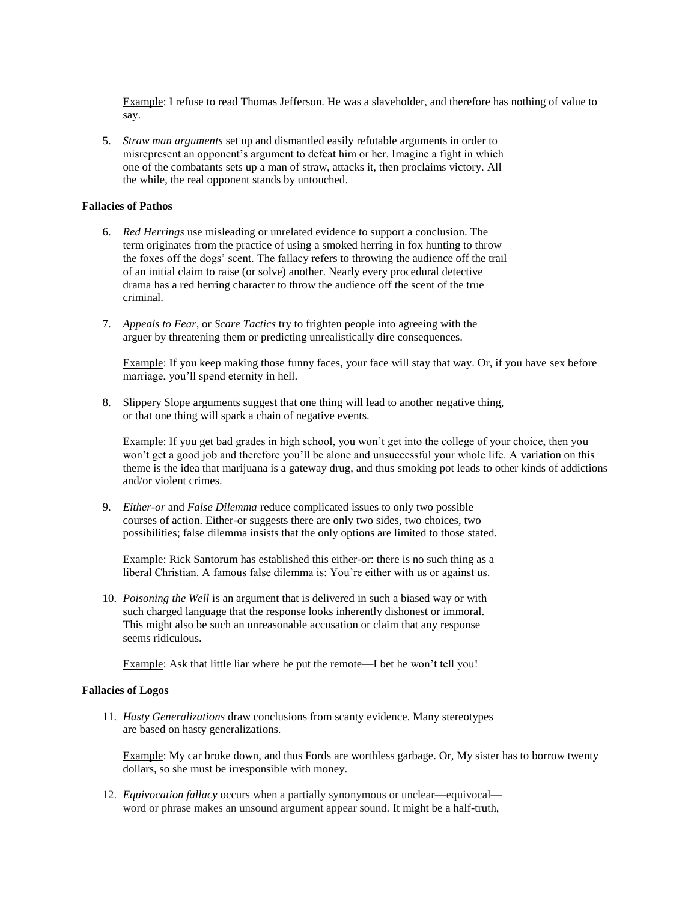Example: I refuse to read Thomas Jefferson. He was a slaveholder, and therefore has nothing of value to say.

5. *Straw man arguments* set up and dismantled easily refutable arguments in order to misrepresent an opponent's argument to defeat him or her. Imagine a fight in which one of the combatants sets up a man of straw, attacks it, then proclaims victory. All the while, the real opponent stands by untouched.

**Fallacies of Pathos**

6. *Red Herrings* use misleading or unrelated evidence to support a conclusion. The term originates from the practice of using a smoked herring in fox hunting to throw the foxes off the dogs' scent. The fallacy refers to throwing the audience off the trail of an initial claim to raise (or solve) another. Nearly every procedural detective drama has a red herring character to throw the audience off the scent of the true criminal.

7. *Appeals to Fear*, or *Scare Tactics* try to frighten people into agreeing with the arguer by threatening them or predicting unrealistically dire consequences.

   Example: If you keep making those funny faces, your face will stay that way. Or, if you have sex before marriage, you'll spend eternity in hell.

8. Slippery Slope arguments suggest that one thing will lead to another negative thing, or that one thing will spark a chain of negative events.

   Example: If you get bad grades in high school, you won't get into the college of your choice, then you won't get a good job and therefore you'll be alone and unsuccessful your whole life. A variation on this theme is the idea that marijuana is a gateway drug, and thus smoking pot leads to other kinds of addictions and/or violent crimes.

9. *Either-or* and *False Dilemma* reduce complicated issues to only two possible courses of action. Either-or suggests there are only two sides, two choices, two possibilities; false dilemma insists that the only options are limited to those stated.

   Example: Rick Santorum has established this either-or: there is no such thing as a liberal Christian. A famous false dilemma is: You're either with us or against us.

10. *Poisoning the Well* is an argument that is delivered in such a biased way or with such charged language that the response looks inherently dishonest or immoral. This might also be such an unreasonable accusation or claim that any response seems ridiculous.

    Example: Ask that little liar where he put the remote—I bet he won't tell you!

**Fallacies of Logos**

11. *Hasty Generalizations* draw conclusions from scanty evidence. Many stereotypes are based on hasty generalizations.

    Example: My car broke down, and thus Fords are worthless garbage. Or, My sister has to borrow twenty dollars, so she must be irresponsible with money.

12. *Equivocation fallacy* occurs when a partially synonymous or unclear—equivocal—word or phrase makes an unsound argument appear sound. It might be a half-truth,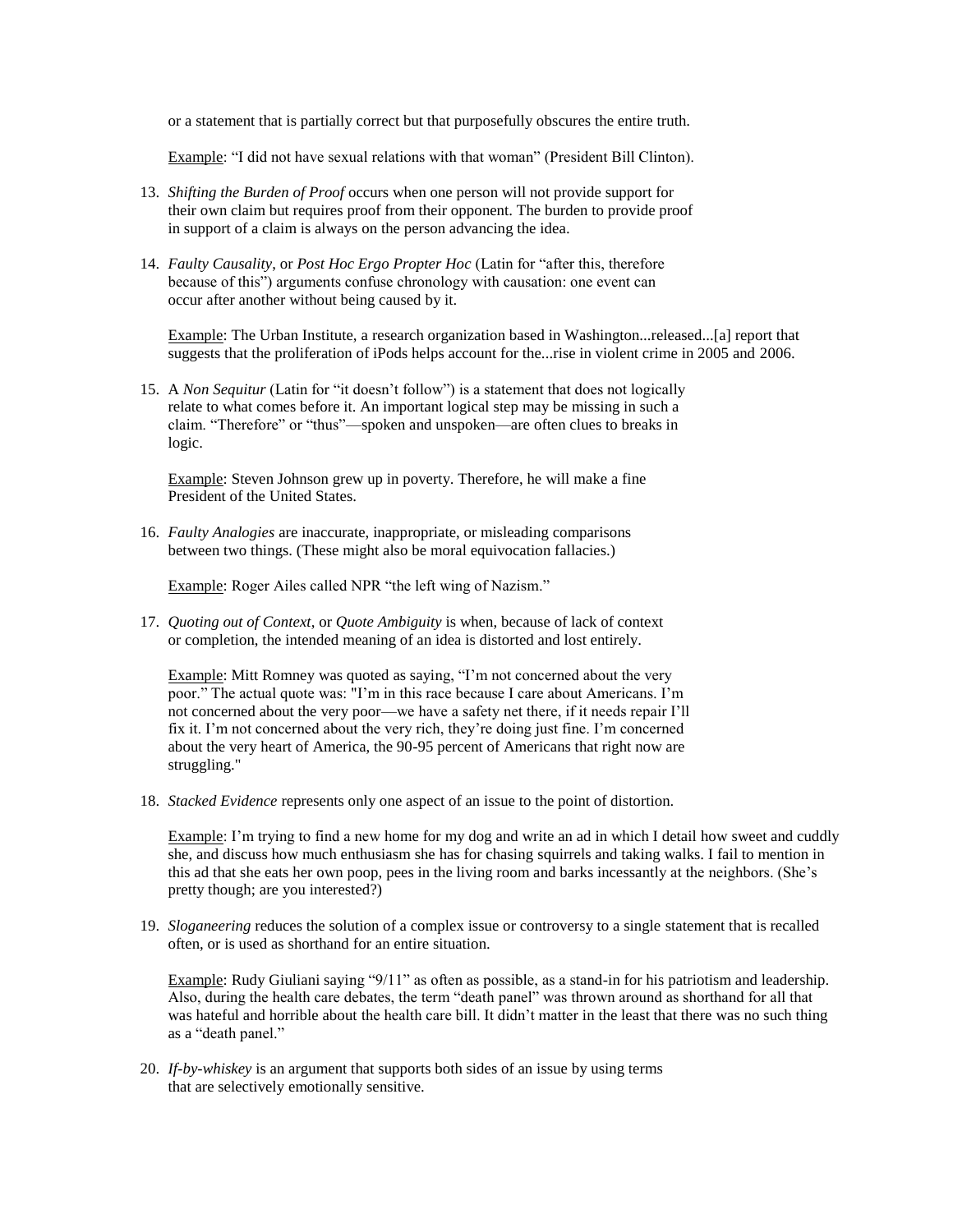or a statement that is partially correct but that purposefully obscures the entire truth.

Example: "I did not have sexual relations with that woman" (President Bill Clinton).

13. *Shifting the Burden of Proof* occurs when one person will not provide support for their own claim but requires proof from their opponent. The burden to provide proof in support of a claim is always on the person advancing the idea.

14. *Faulty Causality*, or *Post Hoc Ergo Propter Hoc* (Latin for "after this, therefore because of this") arguments confuse chronology with causation: one event can occur after another without being caused by it.

    Example: The Urban Institute, a research organization based in Washington...released...[a] report that suggests that the proliferation of iPods helps account for the...rise in violent crime in 2005 and 2006.

15. A *Non Sequitur* (Latin for "it doesn't follow") is a statement that does not logically relate to what comes before it. An important logical step may be missing in such a claim. "Therefore" or "thus"—spoken and unspoken—are often clues to breaks in logic.

    Example: Steven Johnson grew up in poverty. Therefore, he will make a fine President of the United States.

16. *Faulty Analogies* are inaccurate, inappropriate, or misleading comparisons between two things. (These might also be moral equivocation fallacies.)

    Example: Roger Ailes called NPR "the left wing of Nazism."

17. *Quoting out of Context*, or *Quote Ambiguity* is when, because of lack of context or completion, the intended meaning of an idea is distorted and lost entirely.

    Example: Mitt Romney was quoted as saying, "I'm not concerned about the very poor." The actual quote was: "I'm in this race because I care about Americans. I'm not concerned about the very poor—we have a safety net there, if it needs repair I'll fix it. I'm not concerned about the very rich, they're doing just fine. I'm concerned about the very heart of America, the 90-95 percent of Americans that right now are struggling."

18. *Stacked Evidence* represents only one aspect of an issue to the point of distortion.

    Example: I'm trying to find a new home for my dog and write an ad in which I detail how sweet and cuddly she, and discuss how much enthusiasm she has for chasing squirrels and taking walks. I fail to mention in this ad that she eats her own poop, pees in the living room and barks incessantly at the neighbors. (She's pretty though; are you interested?)

19. *Sloganeering* reduces the solution of a complex issue or controversy to a single statement that is recalled often, or is used as shorthand for an entire situation.

    Example: Rudy Giuliani saying "9/11" as often as possible, as a stand-in for his patriotism and leadership. Also, during the health care debates, the term "death panel" was thrown around as shorthand for all that was hateful and horrible about the health care bill. It didn't matter in the least that there was no such thing as a "death panel."

20. *If-by-whiskey* is an argument that supports both sides of an issue by using terms that are selectively emotionally sensitive.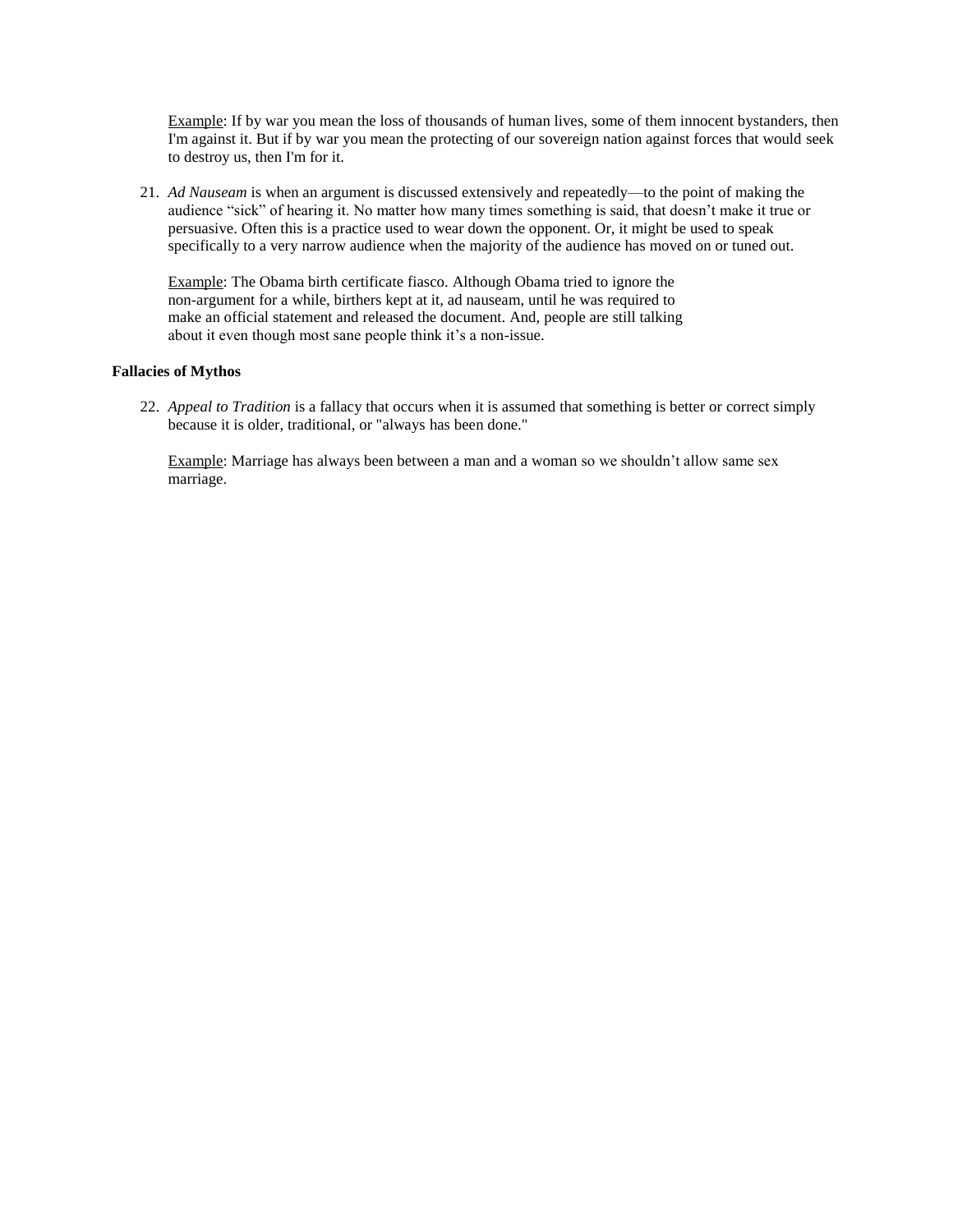Example: If by war you mean the loss of thousands of human lives, some of them innocent bystanders, then I'm against it. But if by war you mean the protecting of our sovereign nation against forces that would seek to destroy us, then I'm for it.

21. *Ad Nauseam* is when an argument is discussed extensively and repeatedly—to the point of making the audience "sick" of hearing it. No matter how many times something is said, that doesn't make it true or persuasive. Often this is a practice used to wear down the opponent. Or, it might be used to speak specifically to a very narrow audience when the majority of the audience has moved on or tuned out.

    Example: The Obama birth certificate fiasco. Although Obama tried to ignore the non-argument for a while, birthers kept at it, ad nauseam, until he was required to make an official statement and released the document. And, people are still talking about it even though most sane people think it's a non-issue.

**Fallacies of Mythos**

22. *Appeal to Tradition* is a fallacy that occurs when it is assumed that something is better or correct simply because it is older, traditional, or "always has been done."

    Example: Marriage has always been between a man and a woman so we shouldn't allow same sex marriage.